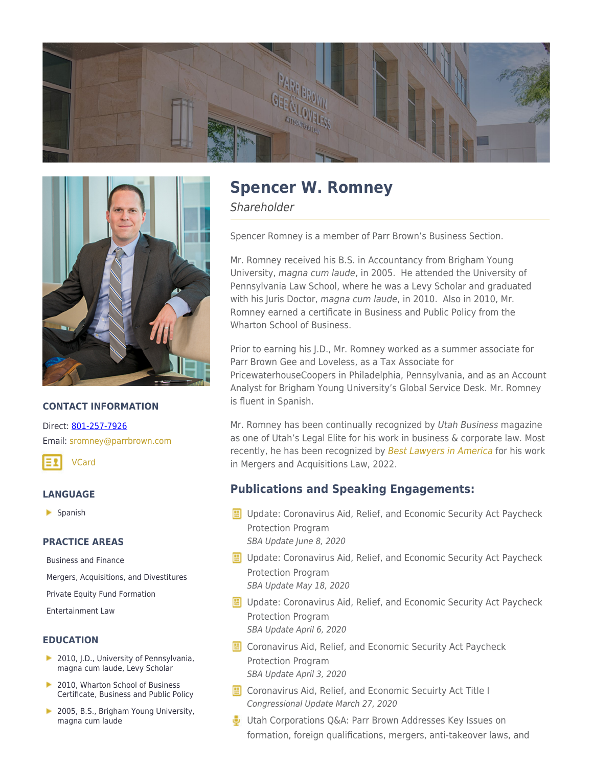# Spencer W. Romney

*Shareholder*

Spencer Romney is a member of Parr Brown's Business Section.

Mr. Romney received his B.S. in Accountancy from Brigham Young University, *magna cum laude*, in 2005. He attended the University of Pennsylvania Law School, where he was a Levy Scholar and graduated with his Juris Doctor, *magna cum laude*, in 2010. Also in 2010, Mr. Romney earned a certificate in Business and Public Policy from the Wharton School of Business.

Prior to earning his J.D., Mr. Romney worked as a summer associate for Parr Brown Gee and Loveless, as a Tax Associate for PricewaterhouseCoopers in Philadelphia, Pennsylvania, and as an Account Analyst for Brigham Young University's Global Service Desk. Mr. Romney is fluent in Spanish.

Mr. Romney has been continually recognized by *Utah Business* magazine as one of Utah's Legal Elite for his work in business & corporate law. Most recently, he has been recognized by *Best Lawyers in America* for his work in Mergers and Acquisitions Law, 2022.

## CONTACT INFORMATION

Direct: 801-257-7926

Email: sromney@parrbrown.com

VCard

## LANGUAGE

- Spanish

## PRACTICE AREAS

- Business and Finance
- Mergers, Acquisitions, and Divestitures
- Private Equity Fund Formation
- Entertainment Law

## EDUCATION

- 2010, J.D., University of Pennsylvania, magna cum laude, Levy Scholar
- 2010, Wharton School of Business Certificate, Business and Public Policy
- 2005, B.S., Brigham Young University, magna cum laude

## Publications and Speaking Engagements:

- Update: Coronavirus Aid, Relief, and Economic Security Act Paycheck Protection Program
  *SBA Update June 8, 2020*
- Update: Coronavirus Aid, Relief, and Economic Security Act Paycheck Protection Program
  *SBA Update May 18, 2020*
- Update: Coronavirus Aid, Relief, and Economic Security Act Paycheck Protection Program
  *SBA Update April 6, 2020*
- Coronavirus Aid, Relief, and Economic Security Act Paycheck Protection Program
  *SBA Update April 3, 2020*
- Coronavirus Aid, Relief, and Economic Secuirty Act Title I
  *Congressional Update March 27, 2020*
- Utah Corporations Q&A: Parr Brown Addresses Key Issues on formation, foreign qualifications, mergers, anti-takeover laws, and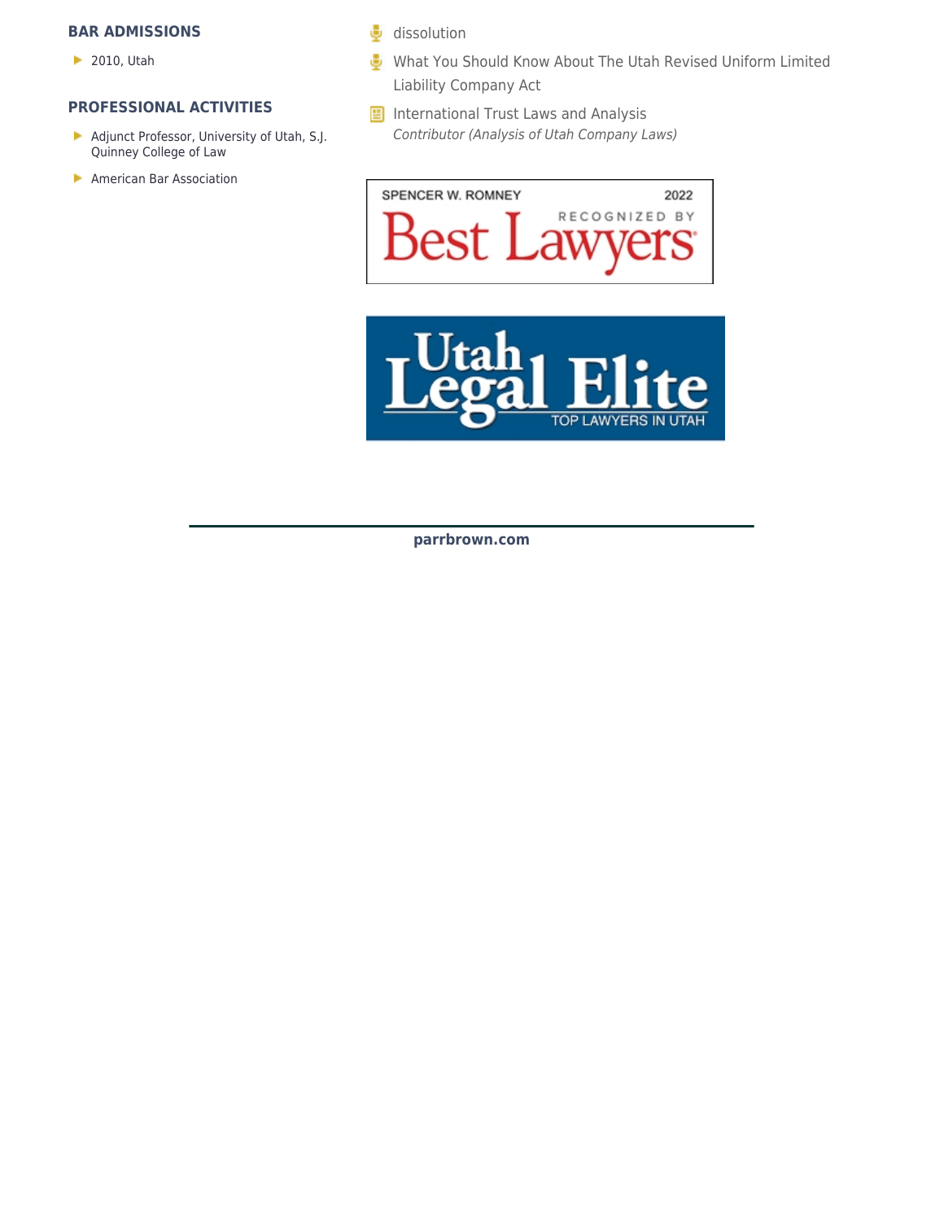## BAR ADMISSIONS

- 2010, Utah

## PROFESSIONAL ACTIVITIES

- Adjunct Professor, University of Utah, S.J. Quinney College of Law
- American Bar Association

- dissolution
- What You Should Know About The Utah Revised Uniform Limited Liability Company Act
- International Trust Laws and Analysis
  *Contributor (Analysis of Utah Company Laws)*

SPENCER W. ROMNEY 2022
RECOGNIZED BY
Best Lawyers

Utah Legal Elite
TOP LAWYERS IN UTAH

**parrbrown.com**